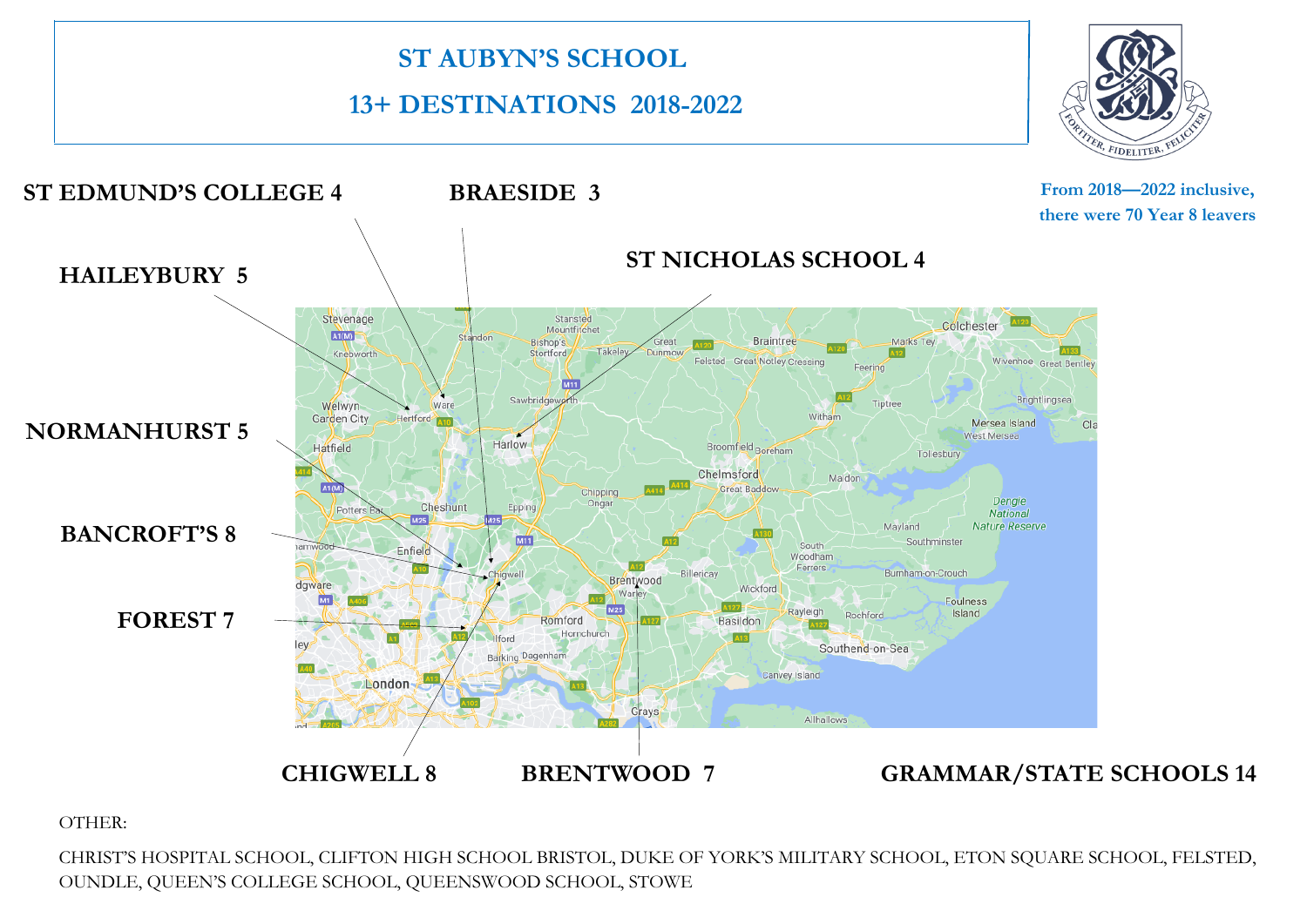# ST AUBYN'S SCHOOL

## 13+ DESTINATIONS 2018-2022

From 2018—2022 inclusive, there were 70 Year 8 leavers

**ST EDMUND'S COLLEGE 4**

**BRAESIDE 3**

**ST NICHOLAS SCHOOL 4**

**HAILEYBURY 5**

**NORMANHURST 5**

**BANCROFT'S 8**

**FOREST 7**

**CHIGWELL 8**

**BRENTWOOD 7**

**GRAMMAR/STATE SCHOOLS 14**

OTHER:

CHRIST'S HOSPITAL SCHOOL, CLIFTON HIGH SCHOOL BRISTOL, DUKE OF YORK'S MILITARY SCHOOL, ETON SQUARE SCHOOL, FELSTED, OUNDLE, QUEEN'S COLLEGE SCHOOL, QUEENSWOOD SCHOOL, STOWE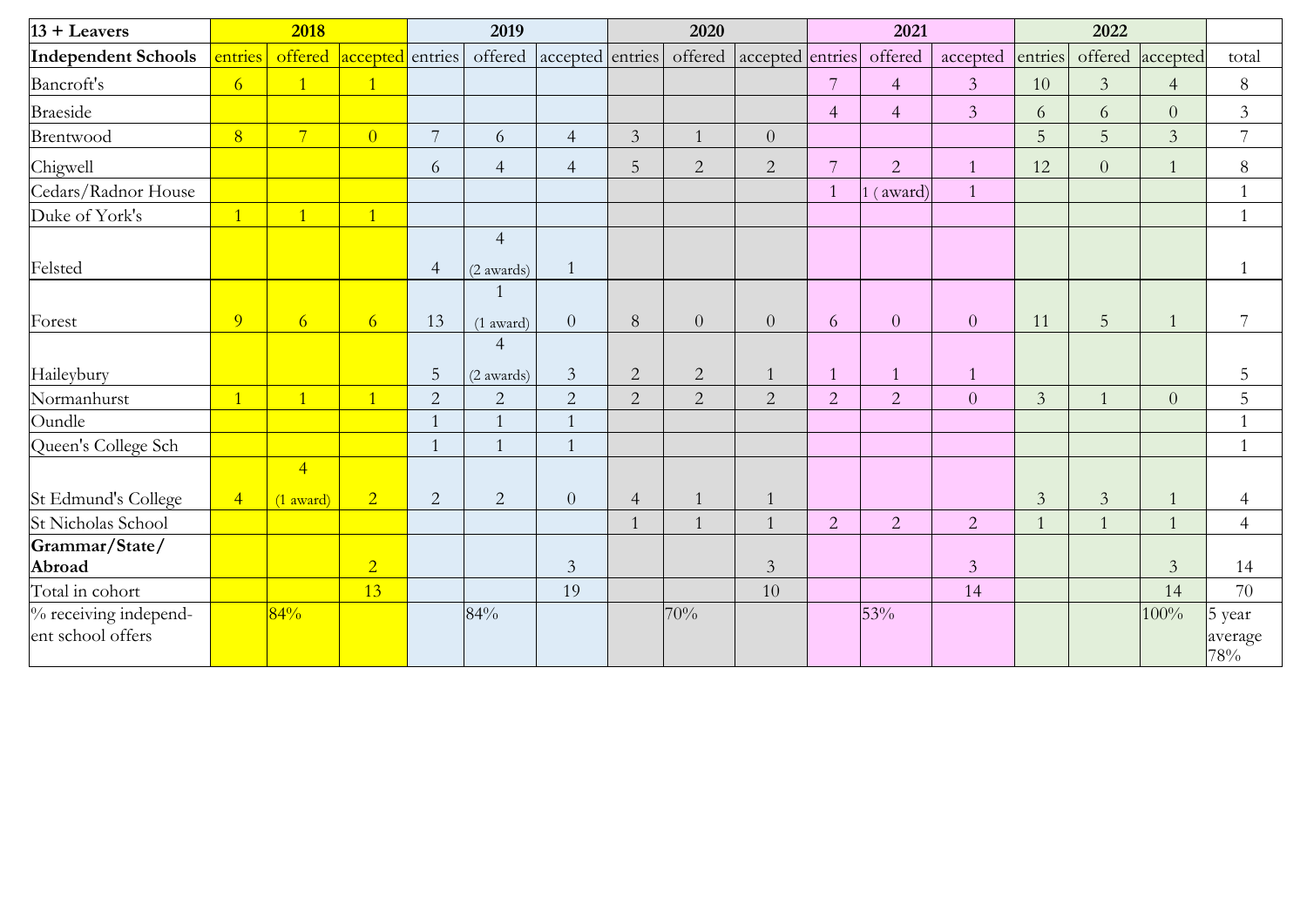| 13 + Leavers | 2018 | | | 2019 | | | 2020 | | | 2021 | | | 2022 | | | |
|---|---|---|---|---|---|---|---|---|---|---|---|---|---|---|---|---|
| **Independent Schools** | entries | offered | accepted | entries | offered | accepted | entries | offered | accepted | entries | offered | accepted | entries | offered | accepted | total |
| Bancroft's | 6 | 1 | 1 | | | | | | | 7 | 4 | 3 | 10 | 3 | 4 | 8 |
| Braeside | | | | | | | | | | 4 | 4 | 3 | 6 | 6 | 0 | 3 |
| Brentwood | 8 | 7 | 0 | 7 | 6 | 4 | 3 | 1 | 0 | | | | 5 | 5 | 3 | 7 |
| Chigwell | | | | 6 | 4 | 4 | 5 | 2 | 2 | 7 | 2 | 1 | 12 | 0 | 1 | 8 |
| Cedars/Radnor House | | | | | | | | | | 1 | 1 ( award) | 1 | | | | 1 |
| Duke of York's | 1 | 1 | 1 | | | | | | | | | | | | | 1 |
| Felsted | | | | 4 | 4 (2 awards) | 1 | | | | | | | | | | 1 |
| Forest | 9 | 6 | 6 | 13 | 1 (1 award) | 0 | 8 | 0 | 0 | 6 | 0 | 0 | 11 | 5 | 1 | 7 |
| Haileybury | | | | 5 | 4 (2 awards) | 3 | 2 | 2 | 1 | 1 | 1 | 1 | | | | 5 |
| Normanhurst | 1 | 1 | 1 | 2 | 2 | 2 | 2 | 2 | 2 | 2 | 2 | 0 | 3 | 1 | 0 | 5 |
| Oundle | | | | 1 | 1 | 1 | | | | | | | | | | 1 |
| Queen's College Sch | | | | 1 | 1 | 1 | | | | | | | | | | 1 |
| St Edmund's College | 4 | 4 (1 award) | 2 | 2 | 2 | 0 | 4 | 1 | 1 | | | | 3 | 3 | 1 | 4 |
| St Nicholas School | | | | | | | 1 | 1 | 1 | 2 | 2 | 2 | 1 | 1 | 1 | 4 |
| **Grammar/State/ Abroad** | | | 2 | | | 3 | | | 3 | | | 3 | | | 3 | 14 |
| Total in cohort | | | 13 | | | 19 | | | 10 | | | 14 | | | 14 | 70 |
| % receiving independent school offers | | 84% | | | 84% | | | 70% | | | 53% | | | | 100% | 5 year average 78% |